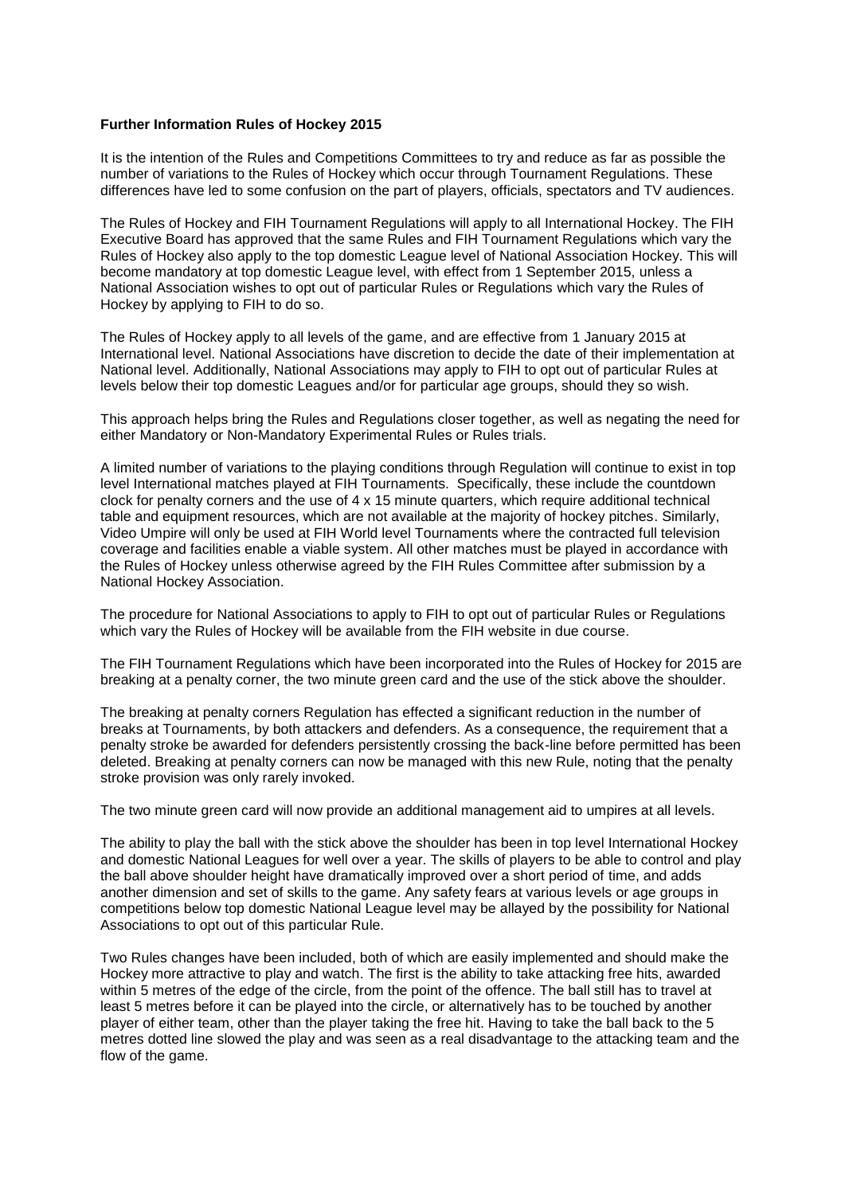**Further Information Rules of Hockey 2015**

It is the intention of the Rules and Competitions Committees to try and reduce as far as possible the number of variations to the Rules of Hockey which occur through Tournament Regulations. These differences have led to some confusion on the part of players, officials, spectators and TV audiences.

The Rules of Hockey and FIH Tournament Regulations will apply to all International Hockey. The FIH Executive Board has approved that the same Rules and FIH Tournament Regulations which vary the Rules of Hockey also apply to the top domestic League level of National Association Hockey. This will become mandatory at top domestic League level, with effect from 1 September 2015, unless a National Association wishes to opt out of particular Rules or Regulations which vary the Rules of Hockey by applying to FIH to do so.

The Rules of Hockey apply to all levels of the game, and are effective from 1 January 2015 at International level. National Associations have discretion to decide the date of their implementation at National level. Additionally, National Associations may apply to FIH to opt out of particular Rules at levels below their top domestic Leagues and/or for particular age groups, should they so wish.

This approach helps bring the Rules and Regulations closer together, as well as negating the need for either Mandatory or Non-Mandatory Experimental Rules or Rules trials.

A limited number of variations to the playing conditions through Regulation will continue to exist in top level International matches played at FIH Tournaments. Specifically, these include the countdown clock for penalty corners and the use of 4 x 15 minute quarters, which require additional technical table and equipment resources, which are not available at the majority of hockey pitches. Similarly, Video Umpire will only be used at FIH World level Tournaments where the contracted full television coverage and facilities enable a viable system. All other matches must be played in accordance with the Rules of Hockey unless otherwise agreed by the FIH Rules Committee after submission by a National Hockey Association.

The procedure for National Associations to apply to FIH to opt out of particular Rules or Regulations which vary the Rules of Hockey will be available from the FIH website in due course.

The FIH Tournament Regulations which have been incorporated into the Rules of Hockey for 2015 are breaking at a penalty corner, the two minute green card and the use of the stick above the shoulder.

The breaking at penalty corners Regulation has effected a significant reduction in the number of breaks at Tournaments, by both attackers and defenders. As a consequence, the requirement that a penalty stroke be awarded for defenders persistently crossing the back-line before permitted has been deleted. Breaking at penalty corners can now be managed with this new Rule, noting that the penalty stroke provision was only rarely invoked.

The two minute green card will now provide an additional management aid to umpires at all levels.

The ability to play the ball with the stick above the shoulder has been in top level International Hockey and domestic National Leagues for well over a year. The skills of players to be able to control and play the ball above shoulder height have dramatically improved over a short period of time, and adds another dimension and set of skills to the game. Any safety fears at various levels or age groups in competitions below top domestic National League level may be allayed by the possibility for National Associations to opt out of this particular Rule.

Two Rules changes have been included, both of which are easily implemented and should make the Hockey more attractive to play and watch. The first is the ability to take attacking free hits, awarded within 5 metres of the edge of the circle, from the point of the offence. The ball still has to travel at least 5 metres before it can be played into the circle, or alternatively has to be touched by another player of either team, other than the player taking the free hit. Having to take the ball back to the 5 metres dotted line slowed the play and was seen as a real disadvantage to the attacking team and the flow of the game.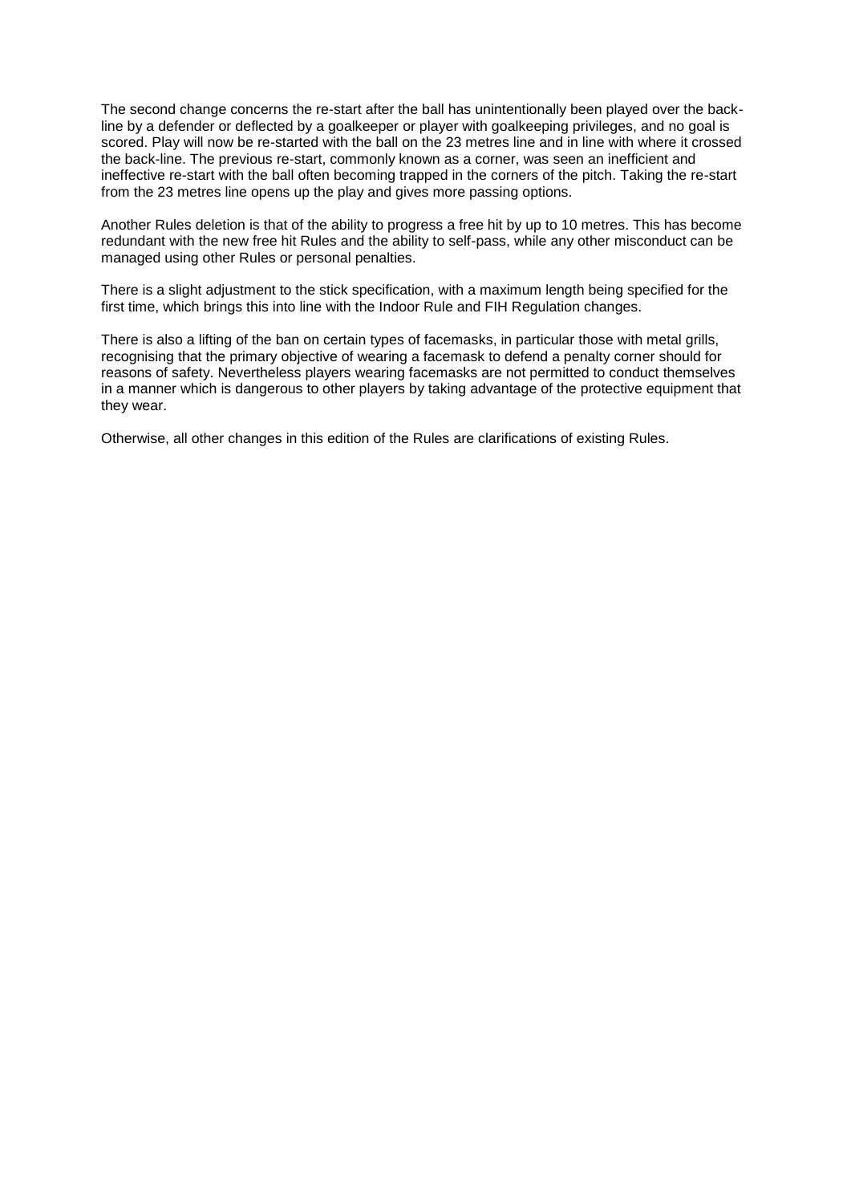The second change concerns the re-start after the ball has unintentionally been played over the back-line by a defender or deflected by a goalkeeper or player with goalkeeping privileges, and no goal is scored. Play will now be re-started with the ball on the 23 metres line and in line with where it crossed the back-line. The previous re-start, commonly known as a corner, was seen an inefficient and ineffective re-start with the ball often becoming trapped in the corners of the pitch. Taking the re-start from the 23 metres line opens up the play and gives more passing options.

Another Rules deletion is that of the ability to progress a free hit by up to 10 metres. This has become redundant with the new free hit Rules and the ability to self-pass, while any other misconduct can be managed using other Rules or personal penalties.

There is a slight adjustment to the stick specification, with a maximum length being specified for the first time, which brings this into line with the Indoor Rule and FIH Regulation changes.

There is also a lifting of the ban on certain types of facemasks, in particular those with metal grills, recognising that the primary objective of wearing a facemask to defend a penalty corner should for reasons of safety. Nevertheless players wearing facemasks are not permitted to conduct themselves in a manner which is dangerous to other players by taking advantage of the protective equipment that they wear.

Otherwise, all other changes in this edition of the Rules are clarifications of existing Rules.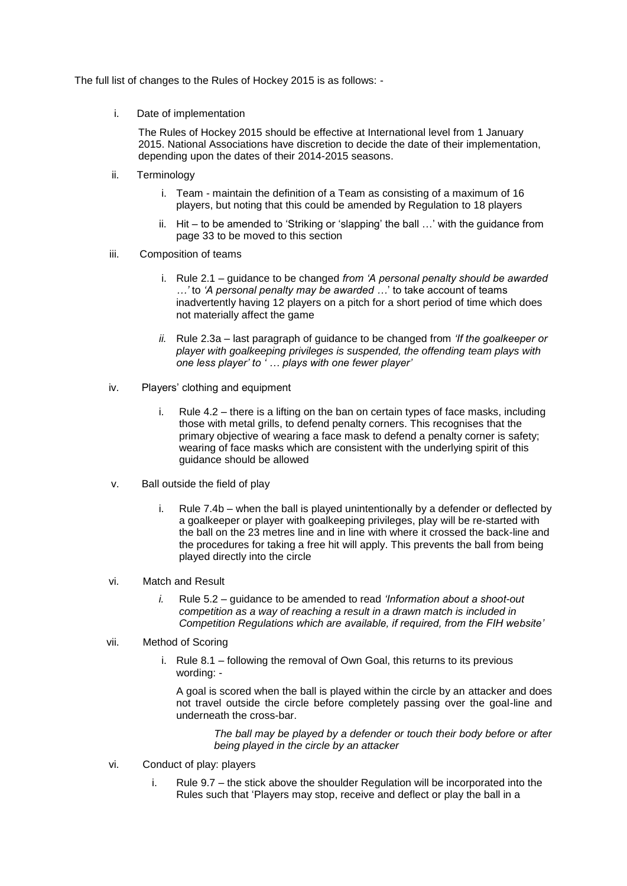The full list of changes to the Rules of Hockey 2015 is as follows: -

i. Date of implementation

   The Rules of Hockey 2015 should be effective at International level from 1 January 2015. National Associations have discretion to decide the date of their implementation, depending upon the dates of their 2014-2015 seasons.

ii. Terminology

   i. Team - maintain the definition of a Team as consisting of a maximum of 16 players, but noting that this could be amended by Regulation to 18 players

   ii. Hit – to be amended to 'Striking or 'slapping' the ball …' with the guidance from page 33 to be moved to this section

iii. Composition of teams

   i. Rule 2.1 – guidance to be changed *from 'A personal penalty should be awarded …'* to *'A personal penalty may be awarded …*' to take account of teams inadvertently having 12 players on a pitch for a short period of time which does not materially affect the game

   *ii.* Rule 2.3a – last paragraph of guidance to be changed from *'If the goalkeeper or player with goalkeeping privileges is suspended, the offending team plays with one less player'* to *' … plays with one fewer player'*

iv. Players' clothing and equipment

   i. Rule 4.2 – there is a lifting on the ban on certain types of face masks, including those with metal grills, to defend penalty corners. This recognises that the primary objective of wearing a face mask to defend a penalty corner is safety; wearing of face masks which are consistent with the underlying spirit of this guidance should be allowed

v. Ball outside the field of play

   i. Rule 7.4b – when the ball is played unintentionally by a defender or deflected by a goalkeeper or player with goalkeeping privileges, play will be re-started with the ball on the 23 metres line and in line with where it crossed the back-line and the procedures for taking a free hit will apply. This prevents the ball from being played directly into the circle

vi. Match and Result

   *i.* Rule 5.2 – guidance to be amended to read *'Information about a shoot-out competition as a way of reaching a result in a drawn match is included in Competition Regulations which are available, if required, from the FIH website'*

vii. Method of Scoring

   i. Rule 8.1 – following the removal of Own Goal, this returns to its previous wording: -

   A goal is scored when the ball is played within the circle by an attacker and does not travel outside the circle before completely passing over the goal-line and underneath the cross-bar.

   > *The ball may be played by a defender or touch their body before or after being played in the circle by an attacker*

vi. Conduct of play: players

   i. Rule 9.7 – the stick above the shoulder Regulation will be incorporated into the Rules such that 'Players may stop, receive and deflect or play the ball in a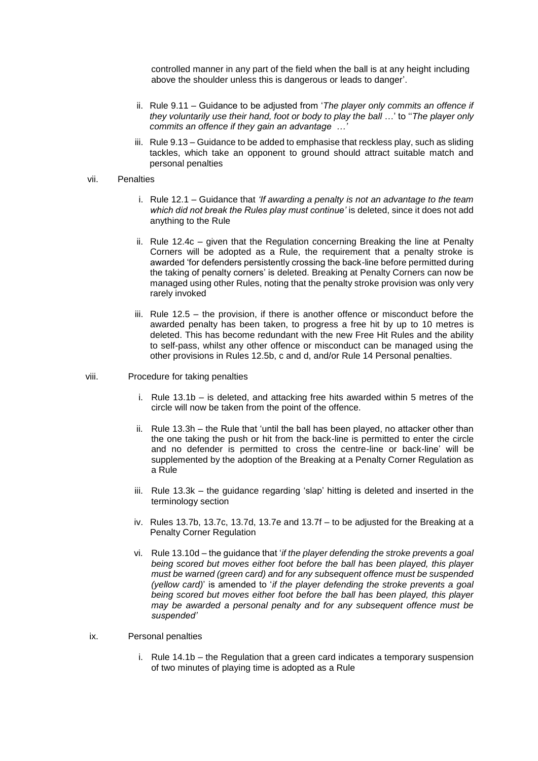controlled manner in any part of the field when the ball is at any height including above the shoulder unless this is dangerous or leads to danger'.

ii. Rule 9.11 – Guidance to be adjusted from '*The player only commits an offence if they voluntarily use their hand, foot or body to play the ball …*' to ''*The player only commits an offence if they gain an advantage …'*

iii. Rule 9.13 – Guidance to be added to emphasise that reckless play, such as sliding tackles, which take an opponent to ground should attract suitable match and personal penalties

vii. Penalties

i. Rule 12.1 – Guidance that *'If awarding a penalty is not an advantage to the team which did not break the Rules play must continue'* is deleted, since it does not add anything to the Rule

ii. Rule 12.4c – given that the Regulation concerning Breaking the line at Penalty Corners will be adopted as a Rule, the requirement that a penalty stroke is awarded 'for defenders persistently crossing the back-line before permitted during the taking of penalty corners' is deleted. Breaking at Penalty Corners can now be managed using other Rules, noting that the penalty stroke provision was only very rarely invoked

iii. Rule 12.5 – the provision, if there is another offence or misconduct before the awarded penalty has been taken, to progress a free hit by up to 10 metres is deleted. This has become redundant with the new Free Hit Rules and the ability to self-pass, whilst any other offence or misconduct can be managed using the other provisions in Rules 12.5b, c and d, and/or Rule 14 Personal penalties.

viii. Procedure for taking penalties

i. Rule 13.1b – is deleted, and attacking free hits awarded within 5 metres of the circle will now be taken from the point of the offence.

ii. Rule 13.3h – the Rule that 'until the ball has been played, no attacker other than the one taking the push or hit from the back-line is permitted to enter the circle and no defender is permitted to cross the centre-line or back-line' will be supplemented by the adoption of the Breaking at a Penalty Corner Regulation as a Rule

iii. Rule 13.3k – the guidance regarding 'slap' hitting is deleted and inserted in the terminology section

iv. Rules 13.7b, 13.7c, 13.7d, 13.7e and 13.7f – to be adjusted for the Breaking at a Penalty Corner Regulation

vi. Rule 13.10d – the guidance that '*if the player defending the stroke prevents a goal being scored but moves either foot before the ball has been played, this player must be warned (green card) and for any subsequent offence must be suspended (yellow card)*' is amended to '*if the player defending the stroke prevents a goal being scored but moves either foot before the ball has been played, this player may be awarded a personal penalty and for any subsequent offence must be suspended'*

ix. Personal penalties

i. Rule 14.1b – the Regulation that a green card indicates a temporary suspension of two minutes of playing time is adopted as a Rule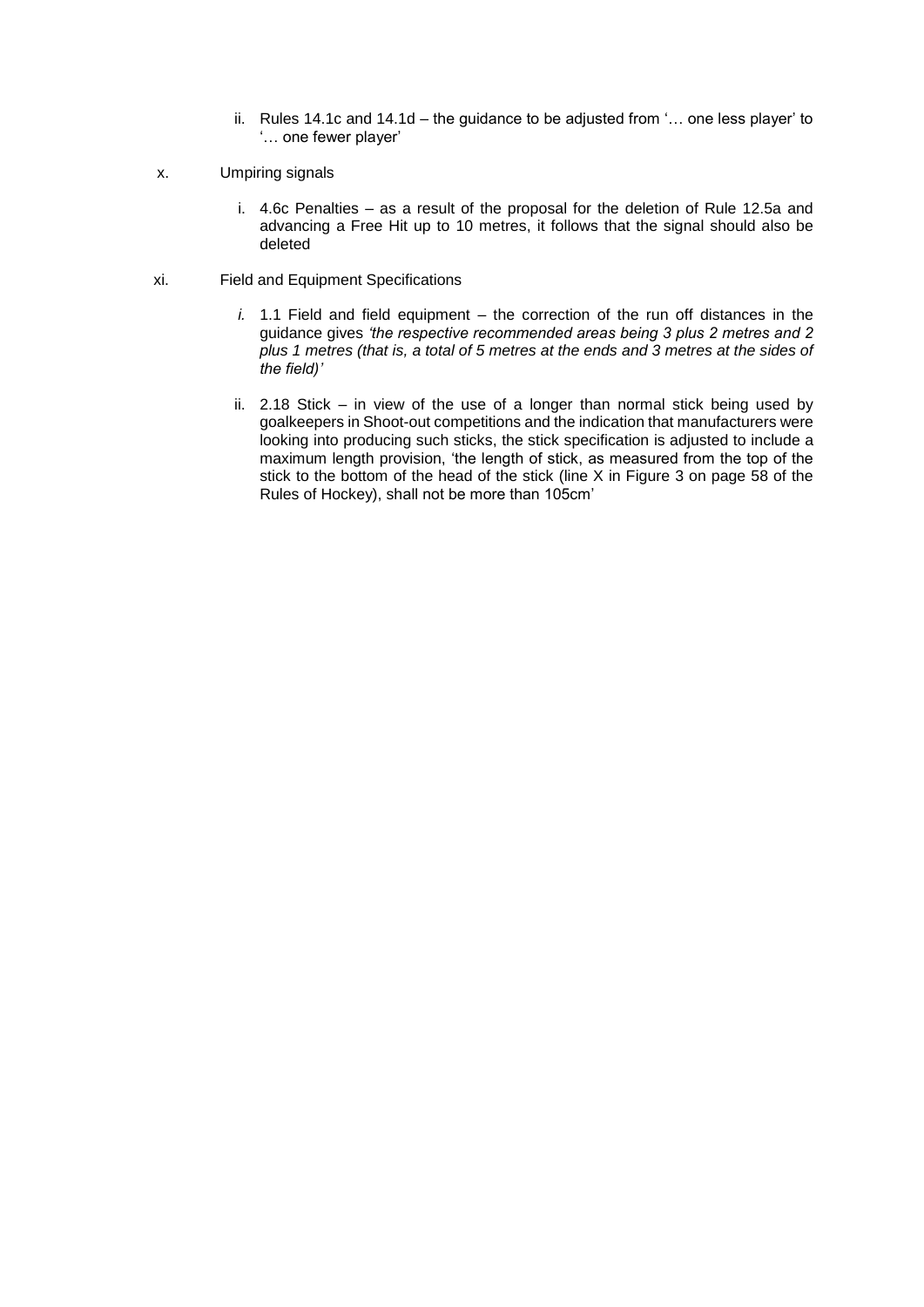ii. Rules 14.1c and 14.1d – the guidance to be adjusted from '… one less player' to '… one fewer player'

x. Umpiring signals

i. 4.6c Penalties – as a result of the proposal for the deletion of Rule 12.5a and advancing a Free Hit up to 10 metres, it follows that the signal should also be deleted

xi. Field and Equipment Specifications

*i.* 1.1 Field and field equipment – the correction of the run off distances in the guidance gives *'the respective recommended areas being 3 plus 2 metres and 2 plus 1 metres (that is, a total of 5 metres at the ends and 3 metres at the sides of the field)'*

ii. 2.18 Stick – in view of the use of a longer than normal stick being used by goalkeepers in Shoot-out competitions and the indication that manufacturers were looking into producing such sticks, the stick specification is adjusted to include a maximum length provision, 'the length of stick, as measured from the top of the stick to the bottom of the head of the stick (line X in Figure 3 on page 58 of the Rules of Hockey), shall not be more than 105cm'